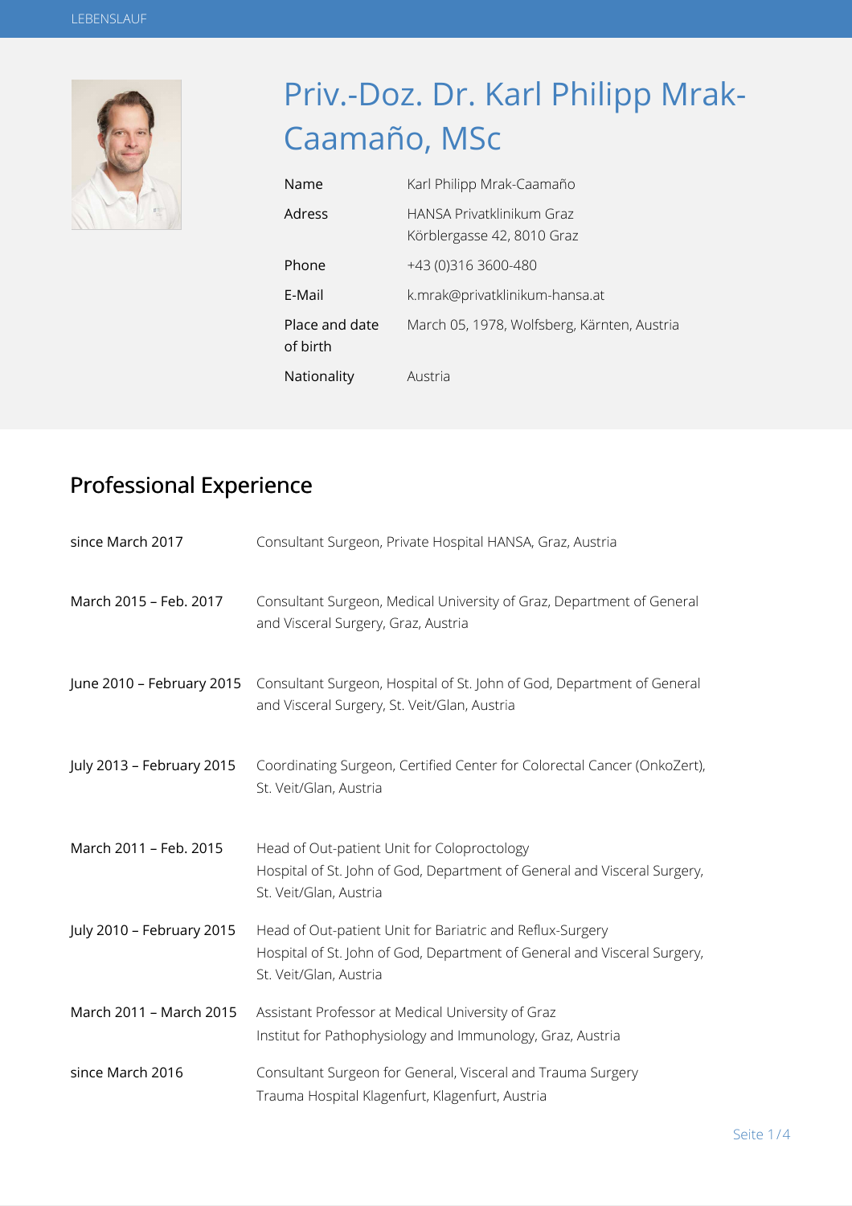# Priv.-Doz. Dr. Karl Philipp Mrak-Caamaño, MSc

| | |
|---|---|
| Name | Karl Philipp Mrak-Caamaño |
| Adress | HANSA Privatklinikum Graz<br>Körblergasse 42, 8010 Graz |
| Phone | +43 (0)316 3600-480 |
| E-Mail | k.mrak@privatklinikum-hansa.at |
| Place and date of birth | March 05, 1978, Wolfsberg, Kärnten, Austria |
| Nationality | Austria |

## Professional Experience

| | |
|---|---|
| since March 2017 | Consultant Surgeon, Private Hospital HANSA, Graz, Austria |
| March 2015 – Feb. 2017 | Consultant Surgeon, Medical University of Graz, Department of General and Visceral Surgery, Graz, Austria |
| June 2010 – February 2015 | Consultant Surgeon, Hospital of St. John of God, Department of General and Visceral Surgery, St. Veit/Glan, Austria |
| July 2013 – February 2015 | Coordinating Surgeon, Certified Center for Colorectal Cancer (OnkoZert), St. Veit/Glan, Austria |
| March 2011 – Feb. 2015 | Head of Out-patient Unit for Coloproctology<br>Hospital of St. John of God, Department of General and Visceral Surgery, St. Veit/Glan, Austria |
| July 2010 – February 2015 | Head of Out-patient Unit for Bariatric and Reflux-Surgery<br>Hospital of St. John of God, Department of General and Visceral Surgery, St. Veit/Glan, Austria |
| March 2011 – March 2015 | Assistant Professor at Medical University of Graz<br>Institut for Pathophysiology and Immunology, Graz, Austria |
| since March 2016 | Consultant Surgeon for General, Visceral and Trauma Surgery<br>Trauma Hospital Klagenfurt, Klagenfurt, Austria |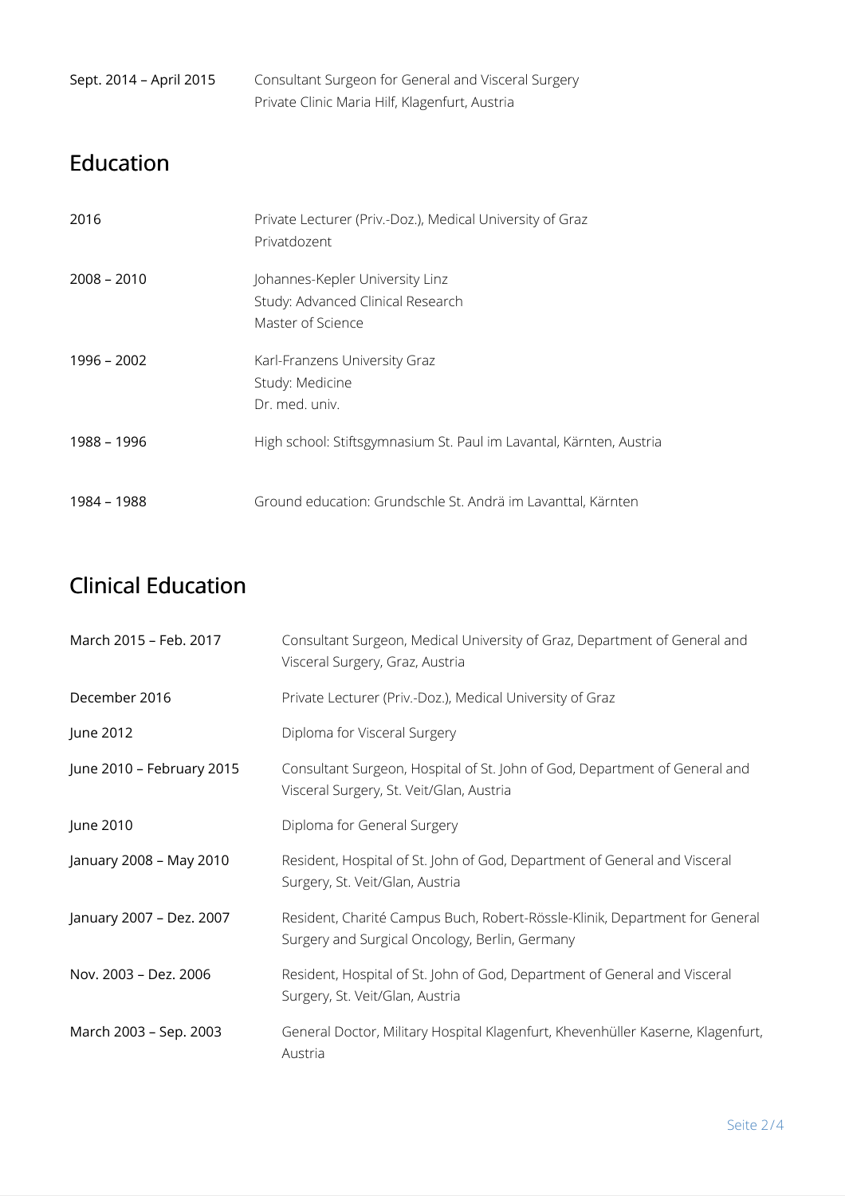| | |
|---|---|
| Sept. 2014 – April 2015 | Consultant Surgeon for General and Visceral Surgery<br>Private Clinic Maria Hilf, Klagenfurt, Austria |

## Education

| | |
|---|---|
| 2016 | Private Lecturer (Priv.-Doz.), Medical University of Graz<br>Privatdozent |
| 2008 – 2010 | Johannes-Kepler University Linz<br>Study: Advanced Clinical Research<br>Master of Science |
| 1996 – 2002 | Karl-Franzens University Graz<br>Study: Medicine<br>Dr. med. univ. |
| 1988 – 1996 | High school: Stiftsgymnasium St. Paul im Lavantal, Kärnten, Austria |
| 1984 – 1988 | Ground education: Grundschle St. Andrä im Lavanttal, Kärnten |

## Clinical Education

| | |
|---|---|
| March 2015 – Feb. 2017 | Consultant Surgeon, Medical University of Graz, Department of General and Visceral Surgery, Graz, Austria |
| December 2016 | Private Lecturer (Priv.-Doz.), Medical University of Graz |
| June 2012 | Diploma for Visceral Surgery |
| June 2010 – February 2015 | Consultant Surgeon, Hospital of St. John of God, Department of General and Visceral Surgery, St. Veit/Glan, Austria |
| June 2010 | Diploma for General Surgery |
| January 2008 – May 2010 | Resident, Hospital of St. John of God, Department of General and Visceral Surgery, St. Veit/Glan, Austria |
| January 2007 – Dez. 2007 | Resident, Charité Campus Buch, Robert-Rössle-Klinik, Department for General Surgery and Surgical Oncology, Berlin, Germany |
| Nov. 2003 – Dez. 2006 | Resident, Hospital of St. John of God, Department of General and Visceral Surgery, St. Veit/Glan, Austria |
| March 2003 – Sep. 2003 | General Doctor, Military Hospital Klagenfurt, Khevenhüller Kaserne, Klagenfurt, Austria |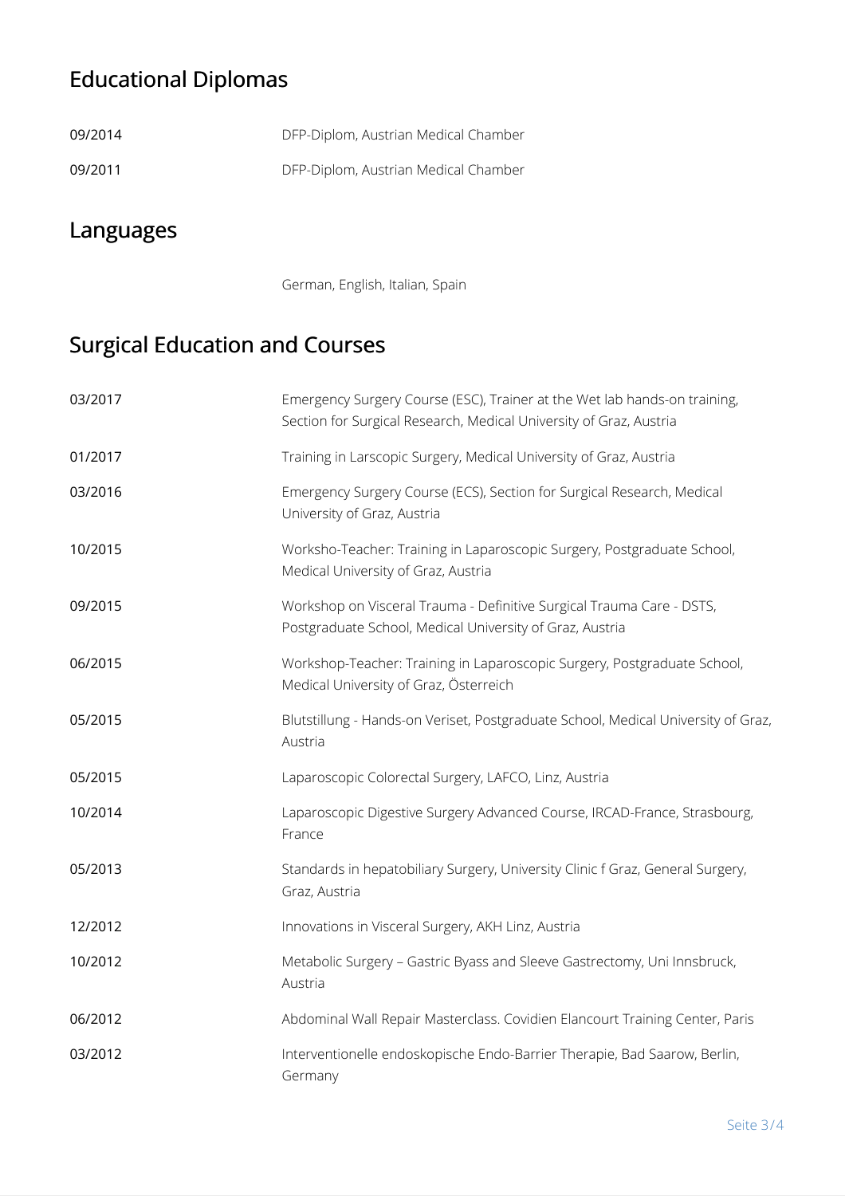## Educational Diplomas

| | |
|---|---|
| 09/2014 | DFP-Diplom, Austrian Medical Chamber |
| 09/2011 | DFP-Diplom, Austrian Medical Chamber |

## Languages

German, English, Italian, Spain

## Surgical Education and Courses

| | |
|---|---|
| 03/2017 | Emergency Surgery Course (ESC), Trainer at the Wet lab hands-on training, Section for Surgical Research, Medical University of Graz, Austria |
| 01/2017 | Training in Larscopic Surgery, Medical University of Graz, Austria |
| 03/2016 | Emergency Surgery Course (ECS), Section for Surgical Research, Medical University of Graz, Austria |
| 10/2015 | Worksho-Teacher: Training in Laparoscopic Surgery, Postgraduate School, Medical University of Graz, Austria |
| 09/2015 | Workshop on Visceral Trauma - Definitive Surgical Trauma Care - DSTS, Postgraduate School, Medical University of Graz, Austria |
| 06/2015 | Workshop-Teacher: Training in Laparoscopic Surgery, Postgraduate School, Medical University of Graz, Österreich |
| 05/2015 | Blutstillung - Hands-on Veriset, Postgraduate School, Medical University of Graz, Austria |
| 05/2015 | Laparoscopic Colorectal Surgery, LAFCO, Linz, Austria |
| 10/2014 | Laparoscopic Digestive Surgery Advanced Course, IRCAD-France, Strasbourg, France |
| 05/2013 | Standards in hepatobiliary Surgery, University Clinic f Graz, General Surgery, Graz, Austria |
| 12/2012 | Innovations in Visceral Surgery, AKH Linz, Austria |
| 10/2012 | Metabolic Surgery – Gastric Byass and Sleeve Gastrectomy, Uni Innsbruck, Austria |
| 06/2012 | Abdominal Wall Repair Masterclass. Covidien Elancourt Training Center, Paris |
| 03/2012 | Interventionelle endoskopische Endo-Barrier Therapie, Bad Saarow, Berlin, Germany |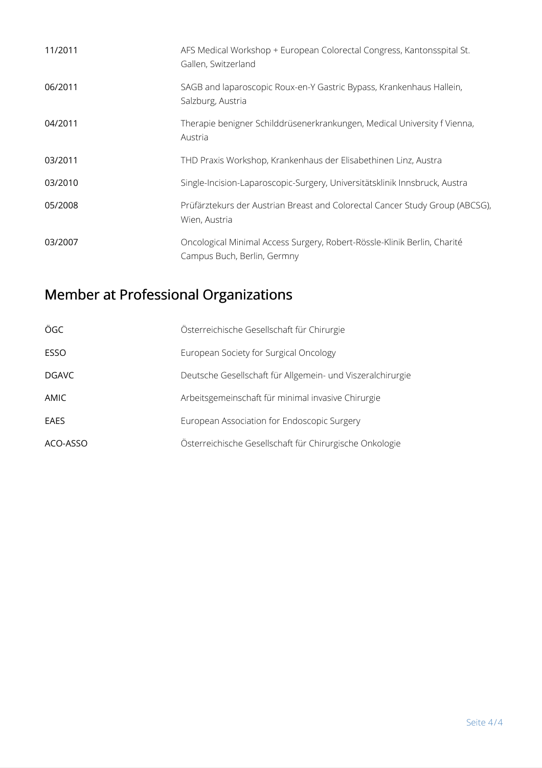| | |
|---|---|
| 11/2011 | AFS Medical Workshop + European Colorectal Congress, Kantonsspital St. Gallen, Switzerland |
| 06/2011 | SAGB and laparoscopic Roux-en-Y Gastric Bypass, Krankenhaus Hallein, Salzburg, Austria |
| 04/2011 | Therapie benigner Schilddrüsenerkrankungen, Medical University f Vienna, Austria |
| 03/2011 | THD Praxis Workshop, Krankenhaus der Elisabethinen Linz, Austra |
| 03/2010 | Single-Incision-Laparoscopic-Surgery, Universitätsklinik Innsbruck, Austra |
| 05/2008 | Prüfärztekurs der Austrian Breast and Colorectal Cancer Study Group (ABCSG), Wien, Austria |
| 03/2007 | Oncological Minimal Access Surgery, Robert-Rössle-Klinik Berlin, Charité Campus Buch, Berlin, Germny |

## Member at Professional Organizations

| | |
|---|---|
| ÖGC | Österreichische Gesellschaft für Chirurgie |
| ESSO | European Society for Surgical Oncology |
| DGAVC | Deutsche Gesellschaft für Allgemein- und Viszeralchirurgie |
| AMIC | Arbeitsgemeinschaft für minimal invasive Chirurgie |
| EAES | European Association for Endoscopic Surgery |
| ACO-ASSO | Österreichische Gesellschaft für Chirurgische Onkologie |